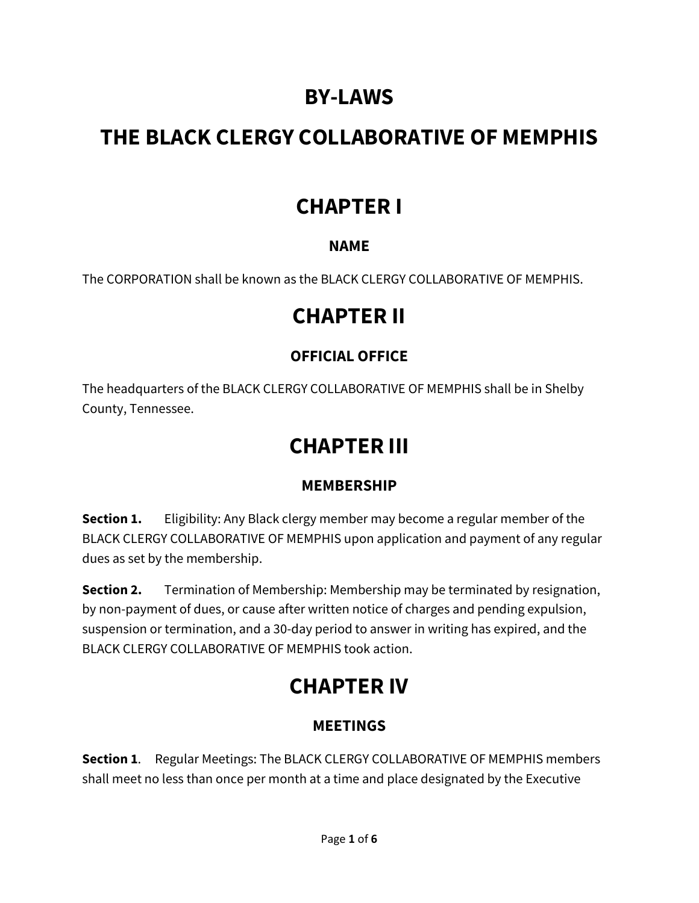# BY-LAWS

# THE BLACK CLERGY COLLABORATIVE OF MEMPHIS

## CHAPTER I

### NAME

The CORPORATION shall be known as the BLACK CLERGY COLLABORATIVE OF MEMPHIS.

## CHAPTER II

### OFFICIAL OFFICE

The headquarters of the BLACK CLERGY COLLABORATIVE OF MEMPHIS shall be in Shelby County, Tennessee.

## CHAPTER III

### MEMBERSHIP

**Section 1.** Eligibility: Any Black clergy member may become a regular member of the BLACK CLERGY COLLABORATIVE OF MEMPHIS upon application and payment of any regular dues as set by the membership.

**Section 2.** Termination of Membership: Membership may be terminated by resignation, by non-payment of dues, or cause after written notice of charges and pending expulsion, suspension or termination, and a 30-day period to answer in writing has expired, and the BLACK CLERGY COLLABORATIVE OF MEMPHIS took action.

## CHAPTER IV

### MEETINGS

**Section 1**. Regular Meetings: The BLACK CLERGY COLLABORATIVE OF MEMPHIS members shall meet no less than once per month at a time and place designated by the Executive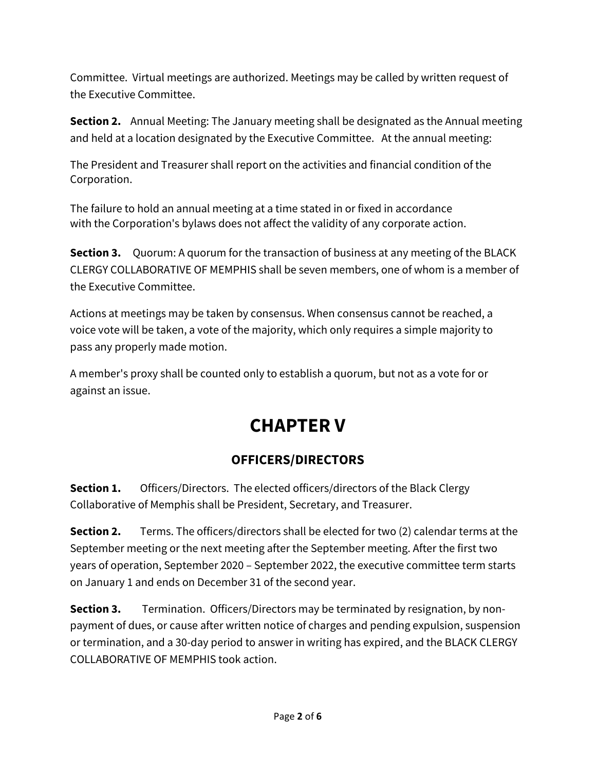Committee. Virtual meetings are authorized. Meetings may be called by written request of the Executive Committee.

**Section 2.** Annual Meeting: The January meeting shall be designated as the Annual meeting and held at a location designated by the Executive Committee. At the annual meeting:

The President and Treasurer shall report on the activities and financial condition of the Corporation.

The failure to hold an annual meeting at a time stated in or fixed in accordance with the Corporation's bylaws does not affect the validity of any corporate action.

**Section 3.** Quorum: A quorum for the transaction of business at any meeting of the BLACK CLERGY COLLABORATIVE OF MEMPHIS shall be seven members, one of whom is a member of the Executive Committee.

Actions at meetings may be taken by consensus. When consensus cannot be reached, a voice vote will be taken, a vote of the majority, which only requires a simple majority to pass any properly made motion.

A member's proxy shall be counted only to establish a quorum, but not as a vote for or against an issue.

# CHAPTER V

## OFFICERS/DIRECTORS

**Section 1.** Officers/Directors. The elected officers/directors of the Black Clergy Collaborative of Memphis shall be President, Secretary, and Treasurer.

**Section 2.** Terms. The officers/directors shall be elected for two (2) calendar terms at the September meeting or the next meeting after the September meeting. After the first two years of operation, September 2020 – September 2022, the executive committee term starts on January 1 and ends on December 31 of the second year.

**Section 3.** Termination. Officers/Directors may be terminated by resignation, by non-payment of dues, or cause after written notice of charges and pending expulsion, suspension or termination, and a 30-day period to answer in writing has expired, and the BLACK CLERGY COLLABORATIVE OF MEMPHIS took action.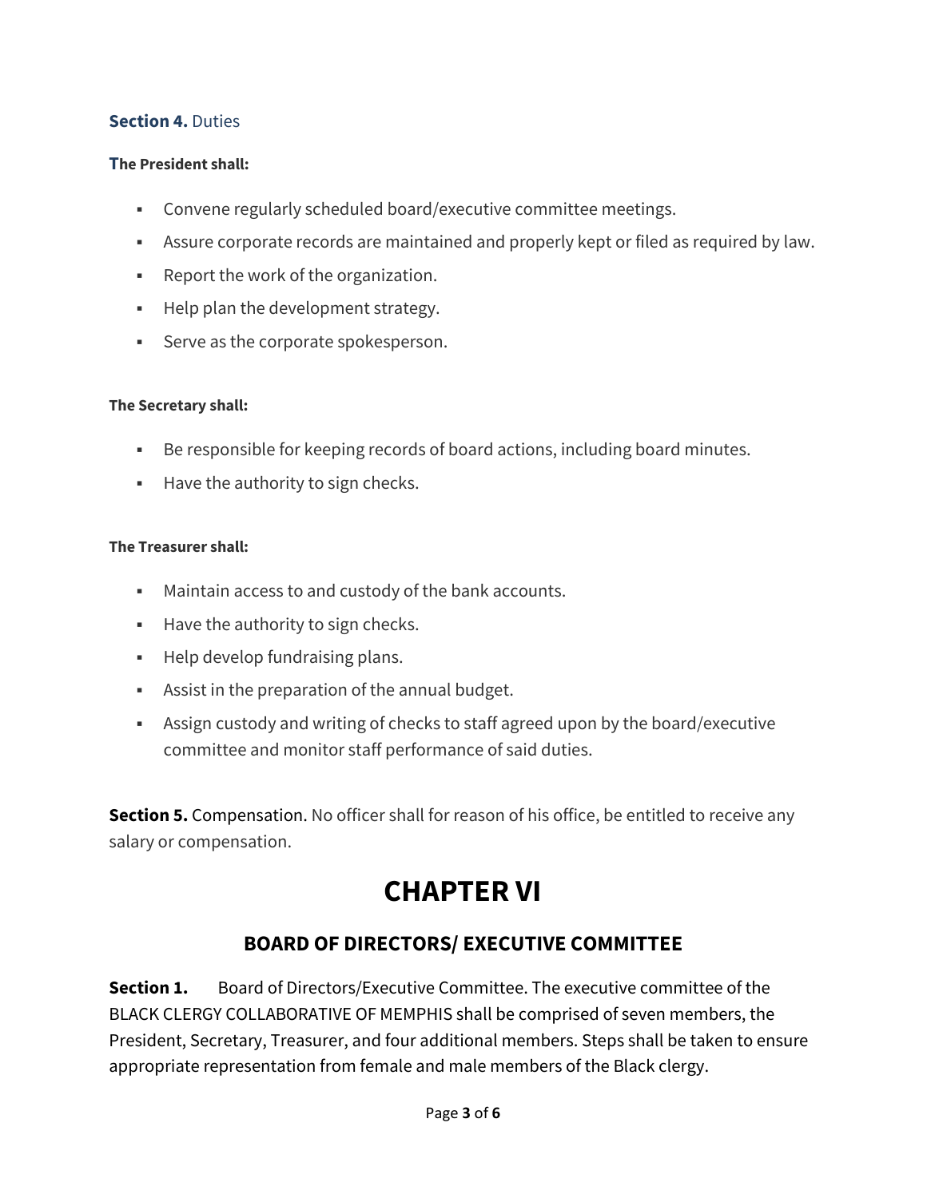**Section 4.** Duties

**The President shall:**

- Convene regularly scheduled board/executive committee meetings.
- Assure corporate records are maintained and properly kept or filed as required by law.
- Report the work of the organization.
- Help plan the development strategy.
- Serve as the corporate spokesperson.

**The Secretary shall:**

- Be responsible for keeping records of board actions, including board minutes.
- Have the authority to sign checks.

**The Treasurer shall:**

- Maintain access to and custody of the bank accounts.
- Have the authority to sign checks.
- Help develop fundraising plans.
- Assist in the preparation of the annual budget.
- Assign custody and writing of checks to staff agreed upon by the board/executive committee and monitor staff performance of said duties.

**Section 5.** Compensation. No officer shall for reason of his office, be entitled to receive any salary or compensation.

# CHAPTER VI

## BOARD OF DIRECTORS/ EXECUTIVE COMMITTEE

**Section 1.** Board of Directors/Executive Committee. The executive committee of the BLACK CLERGY COLLABORATIVE OF MEMPHIS shall be comprised of seven members, the President, Secretary, Treasurer, and four additional members. Steps shall be taken to ensure appropriate representation from female and male members of the Black clergy.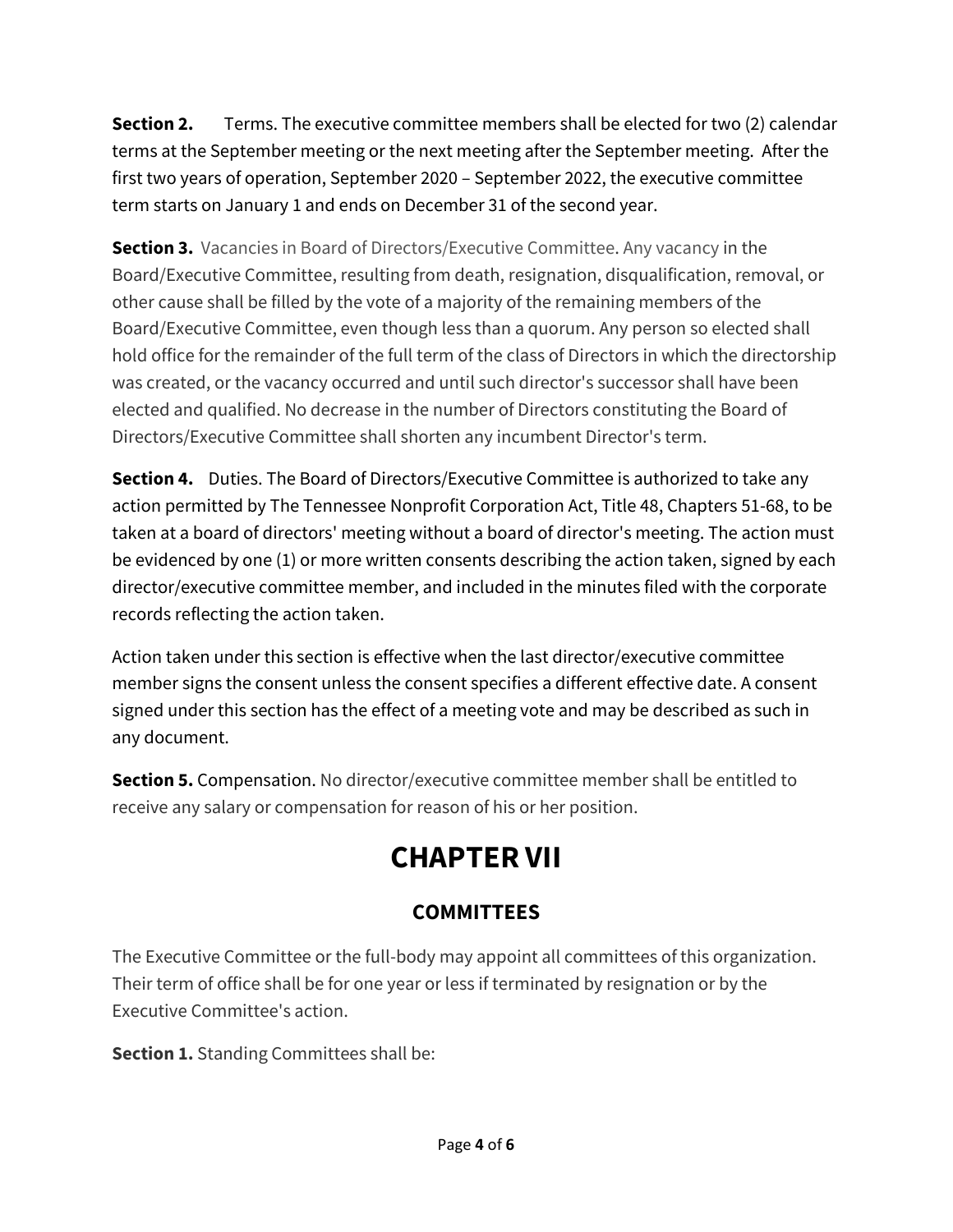**Section 2.** Terms. The executive committee members shall be elected for two (2) calendar terms at the September meeting or the next meeting after the September meeting. After the first two years of operation, September 2020 – September 2022, the executive committee term starts on January 1 and ends on December 31 of the second year.

**Section 3.** Vacancies in Board of Directors/Executive Committee. Any vacancy in the Board/Executive Committee, resulting from death, resignation, disqualification, removal, or other cause shall be filled by the vote of a majority of the remaining members of the Board/Executive Committee, even though less than a quorum. Any person so elected shall hold office for the remainder of the full term of the class of Directors in which the directorship was created, or the vacancy occurred and until such director's successor shall have been elected and qualified. No decrease in the number of Directors constituting the Board of Directors/Executive Committee shall shorten any incumbent Director's term.

**Section 4.** Duties. The Board of Directors/Executive Committee is authorized to take any action permitted by The Tennessee Nonprofit Corporation Act, Title 48, Chapters 51-68, to be taken at a board of directors' meeting without a board of director's meeting. The action must be evidenced by one (1) or more written consents describing the action taken, signed by each director/executive committee member, and included in the minutes filed with the corporate records reflecting the action taken.

Action taken under this section is effective when the last director/executive committee member signs the consent unless the consent specifies a different effective date. A consent signed under this section has the effect of a meeting vote and may be described as such in any document.

**Section 5.** Compensation. No director/executive committee member shall be entitled to receive any salary or compensation for reason of his or her position.

# CHAPTER VII

## COMMITTEES

The Executive Committee or the full-body may appoint all committees of this organization. Their term of office shall be for one year or less if terminated by resignation or by the Executive Committee's action.

**Section 1.** Standing Committees shall be: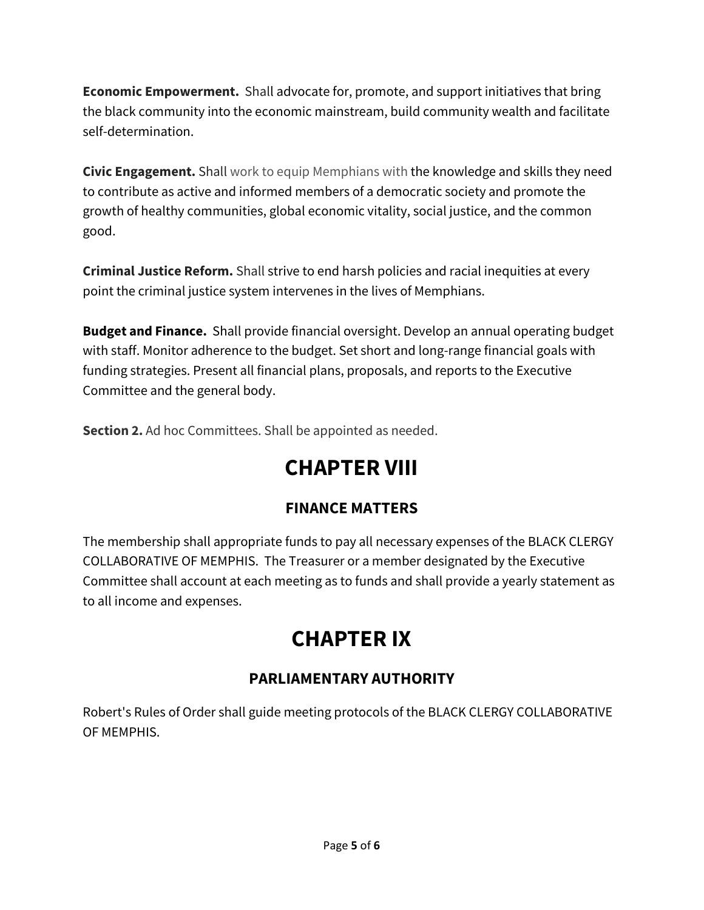**Economic Empowerment.** Shall advocate for, promote, and support initiatives that bring the black community into the economic mainstream, build community wealth and facilitate self-determination.

**Civic Engagement.** Shall work to equip Memphians with the knowledge and skills they need to contribute as active and informed members of a democratic society and promote the growth of healthy communities, global economic vitality, social justice, and the common good.

**Criminal Justice Reform.** Shall strive to end harsh policies and racial inequities at every point the criminal justice system intervenes in the lives of Memphians.

**Budget and Finance.** Shall provide financial oversight. Develop an annual operating budget with staff. Monitor adherence to the budget. Set short and long-range financial goals with funding strategies. Present all financial plans, proposals, and reports to the Executive Committee and the general body.

**Section 2.** Ad hoc Committees. Shall be appointed as needed.

# CHAPTER VIII

## FINANCE MATTERS

The membership shall appropriate funds to pay all necessary expenses of the BLACK CLERGY COLLABORATIVE OF MEMPHIS. The Treasurer or a member designated by the Executive Committee shall account at each meeting as to funds and shall provide a yearly statement as to all income and expenses.

# CHAPTER IX

## PARLIAMENTARY AUTHORITY

Robert's Rules of Order shall guide meeting protocols of the BLACK CLERGY COLLABORATIVE OF MEMPHIS.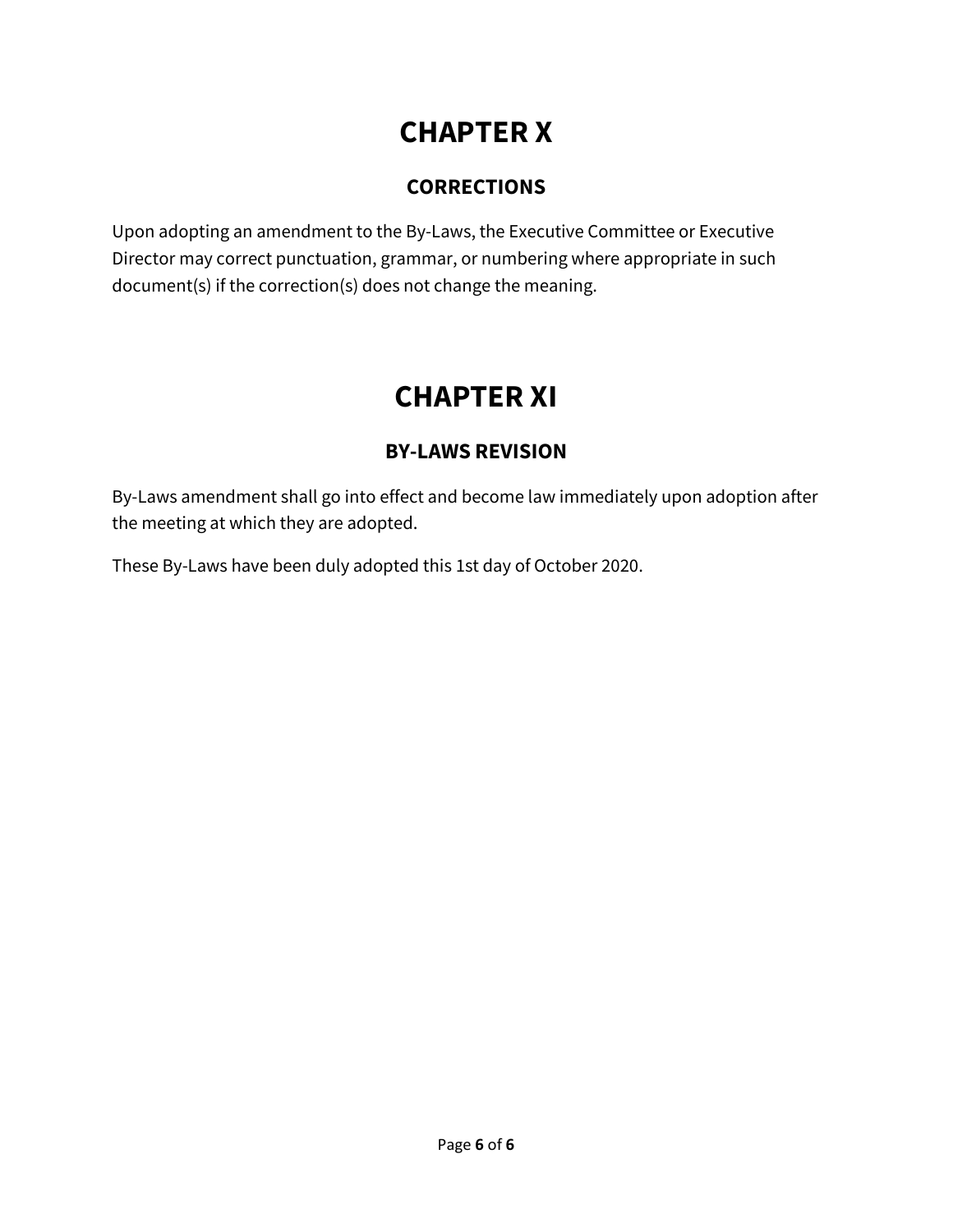# CHAPTER X

## CORRECTIONS

Upon adopting an amendment to the By-Laws, the Executive Committee or Executive Director may correct punctuation, grammar, or numbering where appropriate in such document(s) if the correction(s) does not change the meaning.

# CHAPTER XI

## BY-LAWS REVISION

By-Laws amendment shall go into effect and become law immediately upon adoption after the meeting at which they are adopted.

These By-Laws have been duly adopted this 1st day of October 2020.